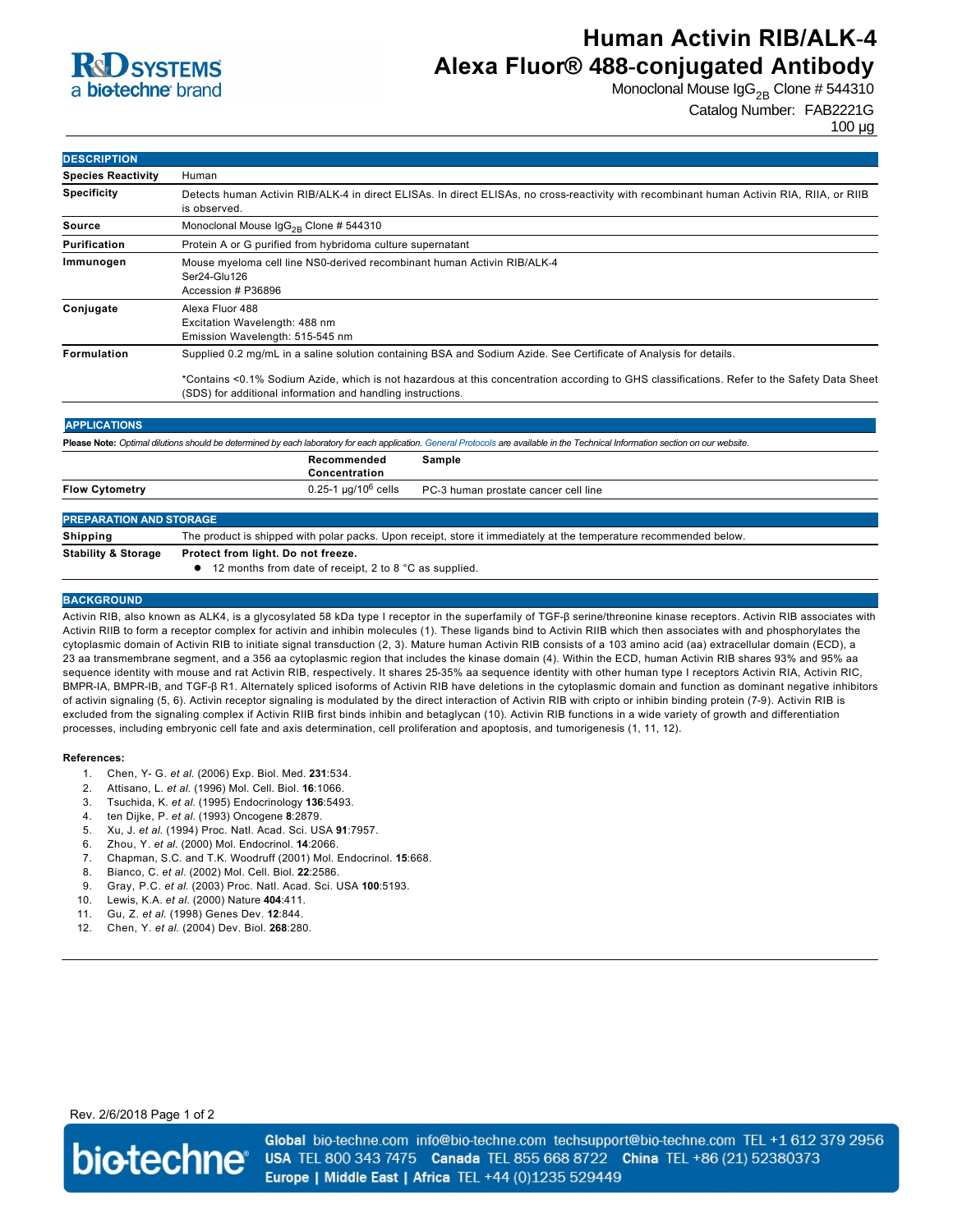# Human Activin RIB/ALK-4 Alexa Fluor® 488-conjugated Antibody

Monoclonal Mouse $IgG_{2B}$ Clone # 544310

Catalog Number: FAB2221G

100 µg

## DESCRIPTION

| | |
|---|---|
| **Species Reactivity** | Human |
| **Specificity** | Detects human Activin RIB/ALK-4 in direct ELISAs. In direct ELISAs, no cross-reactivity with recombinant human Activin RIA, RIIA, or RIIB is observed. |
| **Source** | Monoclonal Mouse $IgG_{2B}$ Clone # 544310 |
| **Purification** | Protein A or G purified from hybridoma culture supernatant |
| **Immunogen** | Mouse myeloma cell line NS0-derived recombinant human Activin RIB/ALK-4<br>Ser24-Glu126<br>Accession # P36896 |
| **Conjugate** | Alexa Fluor 488<br>Excitation Wavelength: 488 nm<br>Emission Wavelength: 515-545 nm |
| **Formulation** | Supplied 0.2 mg/mL in a saline solution containing BSA and Sodium Azide. See Certificate of Analysis for details.<br><br>*Contains <0.1% Sodium Azide, which is not hazardous at this concentration according to GHS classifications. Refer to the Safety Data Sheet (SDS) for additional information and handling instructions. |

## APPLICATIONS

**Please Note:** *Optimal dilutions should be determined by each laboratory for each application. General Protocols are available in the Technical Information section on our website.*

| | Recommended Concentration | Sample |
|---|---|---|
| **Flow Cytometry** | 0.25-1 µg/$10^6$ cells | PC-3 human prostate cancer cell line |

## PREPARATION AND STORAGE

| | |
|---|---|
| **Shipping** | The product is shipped with polar packs. Upon receipt, store it immediately at the temperature recommended below. |
| **Stability & Storage** | **Protect from light. Do not freeze.**<br>● 12 months from date of receipt, 2 to 8 °C as supplied. |

## BACKGROUND

Activin RIB, also known as ALK4, is a glycosylated 58 kDa type I receptor in the superfamily of TGF-β serine/threonine kinase receptors. Activin RIB associates with Activin RIIB to form a receptor complex for activin and inhibin molecules (1). These ligands bind to Activin RIIB which then associates with and phosphorylates the cytoplasmic domain of Activin RIB to initiate signal transduction (2, 3). Mature human Activin RIB consists of a 103 amino acid (aa) extracellular domain (ECD), a 23 aa transmembrane segment, and a 356 aa cytoplasmic region that includes the kinase domain (4). Within the ECD, human Activin RIB shares 93% and 95% aa sequence identity with mouse and rat Activin RIB, respectively. It shares 25-35% aa sequence identity with other human type I receptors Activin RIA, Activin RIC, BMPR-IA, BMPR-IB, and TGF-β R1. Alternately spliced isoforms of Activin RIB have deletions in the cytoplasmic domain and function as dominant negative inhibitors of activin signaling (5, 6). Activin receptor signaling is modulated by the direct interaction of Activin RIB with cripto or inhibin binding protein (7-9). Activin RIB is excluded from the signaling complex if Activin RIIB first binds inhibin and betaglycan (10). Activin RIB functions in a wide variety of growth and differentiation processes, including embryonic cell fate and axis determination, cell proliferation and apoptosis, and tumorigenesis (1, 11, 12).

**References:**

1. Chen, Y- G. *et al.* (2006) Exp. Biol. Med. **231**:534.
2. Attisano, L. *et al.* (1996) Mol. Cell. Biol. **16**:1066.
3. Tsuchida, K. *et al.* (1995) Endocrinology **136**:5493.
4. ten Dijke, P. *et al.* (1993) Oncogene **8**:2879.
5. Xu, J. *et al.* (1994) Proc. Natl. Acad. Sci. USA **91**:7957.
6. Zhou, Y. *et al.* (2000) Mol. Endocrinol. **14**:2066.
7. Chapman, S.C. and T.K. Woodruff (2001) Mol. Endocrinol. **15**:668.
8. Bianco, C. *et al.* (2002) Mol. Cell. Biol. **22**:2586.
9. Gray, P.C. *et al.* (2003) Proc. Natl. Acad. Sci. USA **100**:5193.
10. Lewis, K.A. *et al.* (2000) Nature **404**:411.
11. Gu, Z. *et al.* (1998) Genes Dev. **12**:844.
12. Chen, Y. *et al.* (2004) Dev. Biol. **268**:280.

Rev. 2/6/2018

**Global** bio-techne.com info@bio-techne.com techsupport@bio-techne.com TEL +1 612 379 2956
**USA** TEL 800 343 7475 **Canada** TEL 855 668 8722 **China** TEL +86 (21) 52380373
**Europe | Middle East | Africa** TEL +44 (0)1235 529449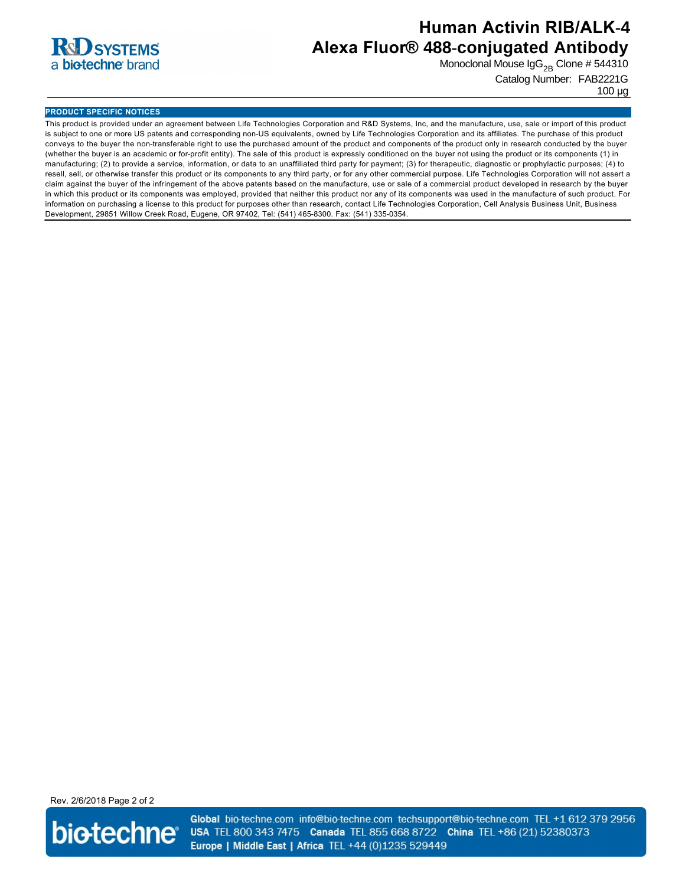# Human Activin RIB/ALK-4 Alexa Fluor® 488-conjugated Antibody

Monoclonal Mouse $IgG_{2B}$ Clone # 544310

Catalog Number: FAB2221G

100 µg

## PRODUCT SPECIFIC NOTICES

This product is provided under an agreement between Life Technologies Corporation and R&D Systems, Inc, and the manufacture, use, sale or import of this product is subject to one or more US patents and corresponding non-US equivalents, owned by Life Technologies Corporation and its affiliates. The purchase of this product conveys to the buyer the non-transferable right to use the purchased amount of the product and components of the product only in research conducted by the buyer (whether the buyer is an academic or for-profit entity). The sale of this product is expressly conditioned on the buyer not using the product or its components (1) in manufacturing; (2) to provide a service, information, or data to an unaffiliated third party for payment; (3) for therapeutic, diagnostic or prophylactic purposes; (4) to resell, sell, or otherwise transfer this product or its components to any third party, or for any other commercial purpose. Life Technologies Corporation will not assert a claim against the buyer of the infringement of the above patents based on the manufacture, use or sale of a commercial product developed in research by the buyer in which this product or its components was employed, provided that neither this product nor any of its components was used in the manufacture of such product. For information on purchasing a license to this product for purposes other than research, contact Life Technologies Corporation, Cell Analysis Business Unit, Business Development, 29851 Willow Creek Road, Eugene, OR 97402, Tel: (541) 465-8300. Fax: (541) 335-0354.

Rev. 2/6/2018

**Global** bio-techne.com info@bio-techne.com techsupport@bio-techne.com TEL +1 612 379 2956
**USA** TEL 800 343 7475 **Canada** TEL 855 668 8722 **China** TEL +86 (21) 52380373
**Europe | Middle East | Africa** TEL +44 (0)1235 529449